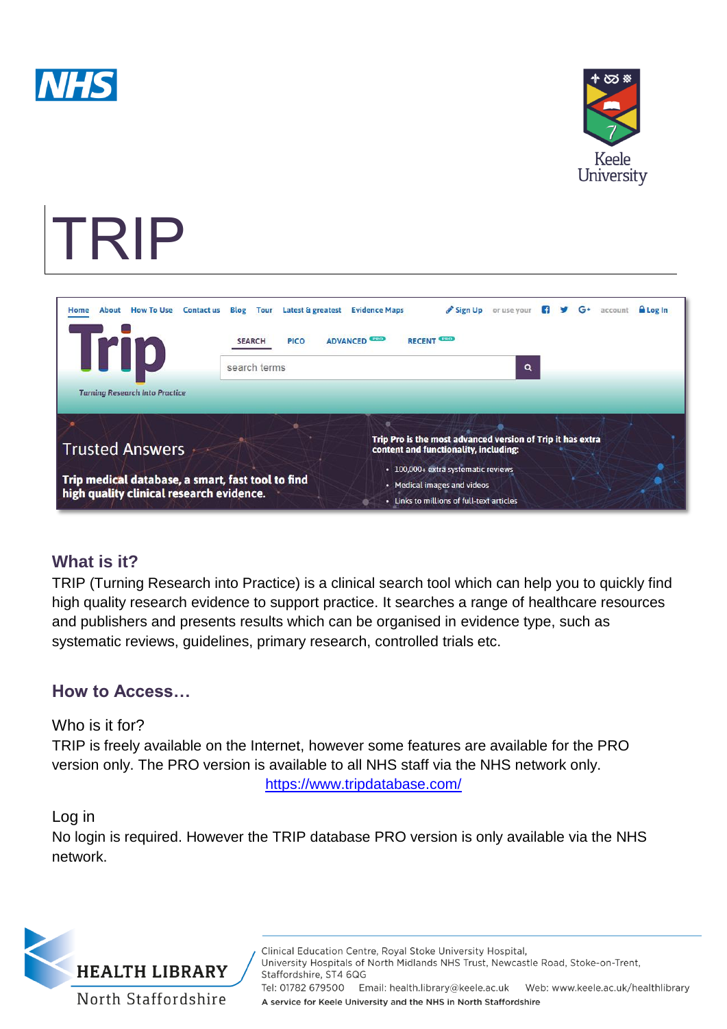# TRIP

## What is it?

TRIP (Turning Research into Practice) is a clinical search tool which can help you to quickly find high quality research evidence to support practice. It searches a range of healthcare resources and publishers and presents results which can be organised in evidence type, such as systematic reviews, guidelines, primary research, controlled trials etc.

## How to Access…

Who is it for?

TRIP is freely available on the Internet, however some features are available for the PRO version only. The PRO version is available to all NHS staff via the NHS network only.

https://www.tripdatabase.com/

Log in

No login is required. However the TRIP database PRO version is only available via the NHS network.

HEALTH LIBRARY North Staffordshire

Clinical Education Centre, Royal Stoke University Hospital, University Hospitals of North Midlands NHS Trust, Newcastle Road, Stoke-on-Trent, Staffordshire, ST4 6QG

Tel: 01782 679500 Email: health.library@keele.ac.uk Web: www.keele.ac.uk/healthlibrary

A service for Keele University and the NHS in North Staffordshire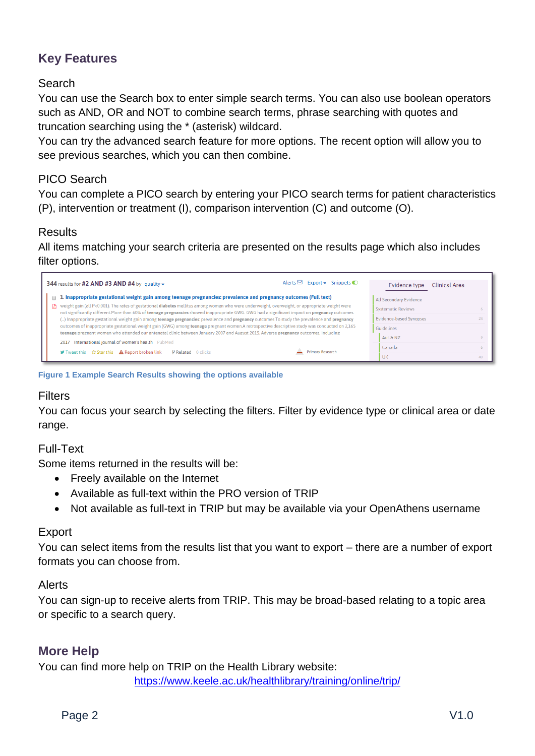## Key Features

### Search

You can use the Search box to enter simple search terms. You can also use boolean operators such as AND, OR and NOT to combine search terms, phrase searching with quotes and truncation searching using the * (asterisk) wildcard.

You can try the advanced search feature for more options. The recent option will allow you to see previous searches, which you can then combine.

### PICO Search

You can complete a PICO search by entering your PICO search terms for patient characteristics (P), intervention or treatment (I), comparison intervention (C) and outcome (O).

### Results

All items matching your search criteria are presented on the results page which also includes filter options.

**Figure 1 Example Search Results showing the options available**

### Filters

You can focus your search by selecting the filters. Filter by evidence type or clinical area or date range.

### Full-Text

Some items returned in the results will be:

- Freely available on the Internet
- Available as full-text within the PRO version of TRIP
- Not available as full-text in TRIP but may be available via your OpenAthens username

### Export

You can select items from the results list that you want to export – there are a number of export formats you can choose from.

### Alerts

You can sign-up to receive alerts from TRIP. This may be broad-based relating to a topic area or specific to a search query.

## More Help

You can find more help on TRIP on the Health Library website:

https://www.keele.ac.uk/healthlibrary/training/online/trip/

V1.0